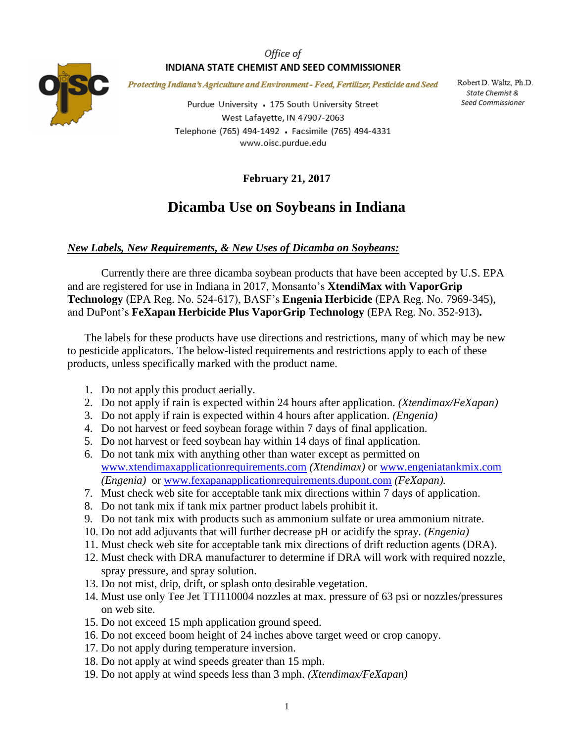Office of

**INDIANA STATE CHEMIST AND SEED COMMISSIONER**

*Protecting Indiana's Agriculture and Environment - Feed, Fertilizer, Pesticide and Seed*

Purdue University • 175 South University Street
West Lafayette, IN 47907-2063
Telephone (765) 494-1492 • Facsimile (765) 494-4331
www.oisc.purdue.edu

Robert D. Waltz, Ph.D.
*State Chemist & Seed Commissioner*

**February 21, 2017**

# Dicamba Use on Soybeans in Indiana

***New Labels, New Requirements, & New Uses of Dicamba on Soybeans:***

Currently there are three dicamba soybean products that have been accepted by U.S. EPA and are registered for use in Indiana in 2017, Monsanto's **XtendiMax with VaporGrip Technology** (EPA Reg. No. 524-617), BASF's **Engenia Herbicide** (EPA Reg. No. 7969-345), and DuPont's **FeXapan Herbicide Plus VaporGrip Technology** (EPA Reg. No. 352-913)**.**

The labels for these products have use directions and restrictions, many of which may be new to pesticide applicators. The below-listed requirements and restrictions apply to each of these products, unless specifically marked with the product name.

1. Do not apply this product aerially.
2. Do not apply if rain is expected within 24 hours after application. *(Xtendimax/FeXapan)*
3. Do not apply if rain is expected within 4 hours after application. *(Engenia)*
4. Do not harvest or feed soybean forage within 7 days of final application.
5. Do not harvest or feed soybean hay within 14 days of final application.
6. Do not tank mix with anything other than water except as permitted on www.xtendimaxapplicationrequirements.com *(Xtendimax)* or www.engeniatankmix.com *(Engenia)* or www.fexapanapplicationrequirements.dupont.com *(FeXapan).*
7. Must check web site for acceptable tank mix directions within 7 days of application.
8. Do not tank mix if tank mix partner product labels prohibit it.
9. Do not tank mix with products such as ammonium sulfate or urea ammonium nitrate.
10. Do not add adjuvants that will further decrease pH or acidify the spray. *(Engenia)*
11. Must check web site for acceptable tank mix directions of drift reduction agents (DRA).
12. Must check with DRA manufacturer to determine if DRA will work with required nozzle, spray pressure, and spray solution.
13. Do not mist, drip, drift, or splash onto desirable vegetation.
14. Must use only Tee Jet TTI110004 nozzles at max. pressure of 63 psi or nozzles/pressures on web site.
15. Do not exceed 15 mph application ground speed.
16. Do not exceed boom height of 24 inches above target weed or crop canopy.
17. Do not apply during temperature inversion.
18. Do not apply at wind speeds greater than 15 mph.
19. Do not apply at wind speeds less than 3 mph. *(Xtendimax/FeXapan)*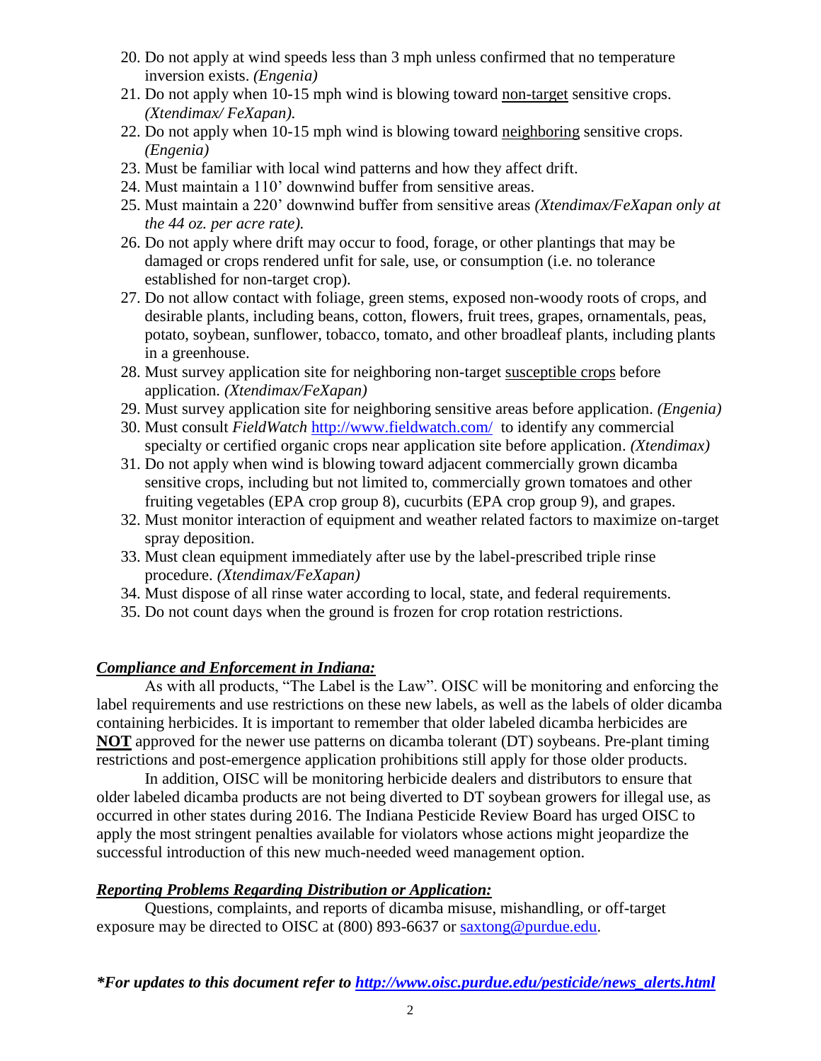20. Do not apply at wind speeds less than 3 mph unless confirmed that no temperature inversion exists. *(Engenia)*
21. Do not apply when 10-15 mph wind is blowing toward non-target sensitive crops. *(Xtendimax/ FeXapan).*
22. Do not apply when 10-15 mph wind is blowing toward neighboring sensitive crops. *(Engenia)*
23. Must be familiar with local wind patterns and how they affect drift.
24. Must maintain a 110' downwind buffer from sensitive areas.
25. Must maintain a 220' downwind buffer from sensitive areas *(Xtendimax/FeXapan only at the 44 oz. per acre rate).*
26. Do not apply where drift may occur to food, forage, or other plantings that may be damaged or crops rendered unfit for sale, use, or consumption (i.e. no tolerance established for non-target crop).
27. Do not allow contact with foliage, green stems, exposed non-woody roots of crops, and desirable plants, including beans, cotton, flowers, fruit trees, grapes, ornamentals, peas, potato, soybean, sunflower, tobacco, tomato, and other broadleaf plants, including plants in a greenhouse.
28. Must survey application site for neighboring non-target susceptible crops before application. *(Xtendimax/FeXapan)*
29. Must survey application site for neighboring sensitive areas before application. *(Engenia)*
30. Must consult *FieldWatch* http://www.fieldwatch.com/ to identify any commercial specialty or certified organic crops near application site before application. *(Xtendimax)*
31. Do not apply when wind is blowing toward adjacent commercially grown dicamba sensitive crops, including but not limited to, commercially grown tomatoes and other fruiting vegetables (EPA crop group 8), cucurbits (EPA crop group 9), and grapes.
32. Must monitor interaction of equipment and weather related factors to maximize on-target spray deposition.
33. Must clean equipment immediately after use by the label-prescribed triple rinse procedure. *(Xtendimax/FeXapan)*
34. Must dispose of all rinse water according to local, state, and federal requirements.
35. Do not count days when the ground is frozen for crop rotation restrictions.

***Compliance and Enforcement in Indiana:***

As with all products, "The Label is the Law". OISC will be monitoring and enforcing the label requirements and use restrictions on these new labels, as well as the labels of older dicamba containing herbicides. It is important to remember that older labeled dicamba herbicides are **NOT** approved for the newer use patterns on dicamba tolerant (DT) soybeans. Pre-plant timing restrictions and post-emergence application prohibitions still apply for those older products.

In addition, OISC will be monitoring herbicide dealers and distributors to ensure that older labeled dicamba products are not being diverted to DT soybean growers for illegal use, as occurred in other states during 2016. The Indiana Pesticide Review Board has urged OISC to apply the most stringent penalties available for violators whose actions might jeopardize the successful introduction of this new much-needed weed management option.

***Reporting Problems Regarding Distribution or Application:***

Questions, complaints, and reports of dicamba misuse, mishandling, or off-target exposure may be directed to OISC at (800) 893-6637 or saxtong@purdue.edu.

***\*For updates to this document refer to http://www.oisc.purdue.edu/pesticide/news_alerts.html***